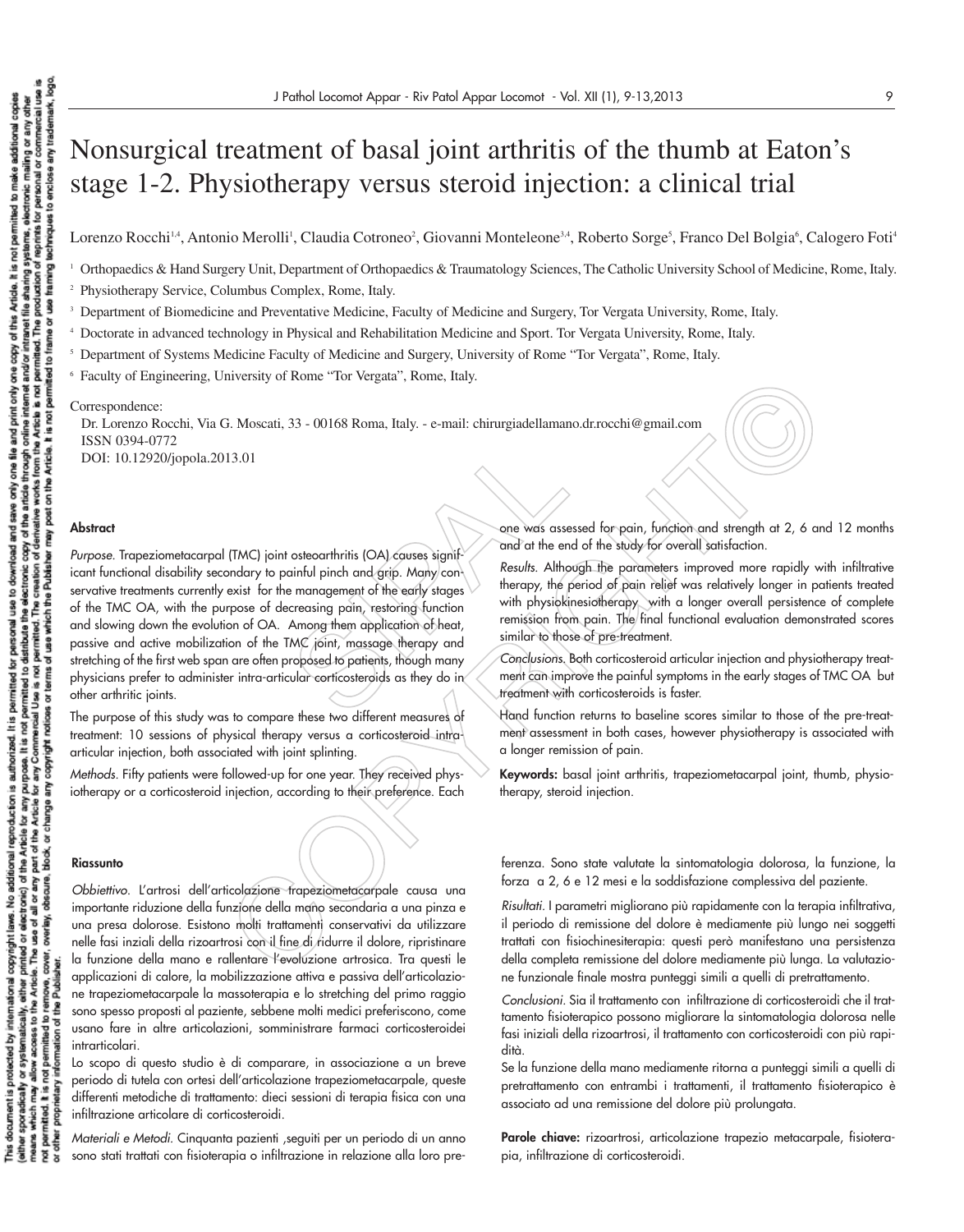# Nonsurgical treatment of basal joint arthritis of the thumb at Eaton's stage 1-2. Physiotherapy versus steroid injection: a clinical trial

Lorenzo Rocchi[1,4], Antonio Merolli[1], Claudia Cotroneo[2], Giovanni Monteleone[3,4], Roberto Sorge[5], Franco Del Bolgia[6], Calogero Foti[4]

[1] Orthopaedics & Hand Surgery Unit, Department of Orthopaedics & Traumatology Sciences, The Catholic University School of Medicine, Rome, Italy.

[2] Physiotherapy Service, Columbus Complex, Rome, Italy.

[3] Department of Biomedicine and Preventative Medicine, Faculty of Medicine and Surgery, Tor Vergata University, Rome, Italy.

[4] Doctorate in advanced technology in Physical and Rehabilitation Medicine and Sport. Tor Vergata University, Rome, Italy.

[5] Department of Systems Medicine Faculty of Medicine and Surgery, University of Rome "Tor Vergata", Rome, Italy.

[6] Faculty of Engineering, University of Rome "Tor Vergata", Rome, Italy.

Correspondence:
Dr. Lorenzo Rocchi, Via G. Moscati, 33 - 00168 Roma, Italy. - e-mail: chirurgiadellamano.dr.rocchi@gmail.com
ISSN 0394-0772
DOI: 10.12920/jopola.2013.01

## Abstract

*Purpose.* Trapeziometacarpal (TMC) joint osteoarthritis (OA) causes significant functional disability secondary to painful pinch and grip. Many conservative treatments currently exist for the management of the early stages of the TMC OA, with the purpose of decreasing pain, restoring function and slowing down the evolution of OA. Among them application of heat, passive and active mobilization of the TMC joint, massage therapy and stretching of the first web span are often proposed to patients, though many physicians prefer to administer intra-articular corticosteroids as they do in other arthritic joints.

The purpose of this study was to compare these two different measures of treatment: 10 sessions of physical therapy versus a corticosteroid intra-articular injection, both associated with joint splinting.

*Methods.* Fifty patients were followed-up for one year. They received physiotherapy or a corticosteroid injection, according to their preference. Each one was assessed for pain, function and strength at 2, 6 and 12 months and at the end of the study for overall satisfaction.

*Results.* Although the parameters improved more rapidly with infiltrative therapy, the period of pain relief was relatively longer in patients treated with physiokinesiotherapy with a longer overall persistence of complete remission from pain. The final functional evaluation demonstrated scores similar to those of pre-treatment.

*Conclusions.* Both corticosteroid articular injection and physiotherapy treatment can improve the painful symptoms in the early stages of TMC OA but treatment with corticosteroids is faster.

Hand function returns to baseline scores similar to those of the pre-treatment assessment in both cases, however physiotherapy is associated with a longer remission of pain.

**Keywords:** basal joint arthritis, trapeziometacarpal joint, thumb, physiotherapy, steroid injection.

## Riassunto

*Obbiettivo.* L'artrosi dell'articolazione trapeziometacarpale causa una importante riduzione della funzione della mano secondaria a una pinza e una presa dolorose. Esistono molti trattamenti conservativi da utilizzare nelle fasi inziali della rizoartrosi con il fine di ridurre il dolore, ripristinare la funzione della mano e rallentare l'evoluzione artrosica. Tra questi le applicazioni di calore, la mobilizzazione attiva e passiva dell'articolazione trapeziometacarpale la massoterapia e lo stretching del primo raggio sono spesso proposti al paziente, sebbene molti medici preferiscono, come usano fare in altre articolazioni, somministrare farmaci corticosteroidei intrarticolari.

Lo scopo di questo studio è di comparare, in associazione a un breve periodo di tutela con ortesi dell'articolazione trapeziometacarpale, queste differenti metodiche di trattamento: dieci sessioni di terapia fisica con una infiltrazione articolare di corticosteroidi.

*Materiali e Metodi.* Cinquanta pazienti ,seguiti per un periodo di un anno sono stati trattati con fisioterapia o infiltrazione in relazione alla loro preferenza. Sono state valutate la sintomatologia dolorosa, la funzione, la forza a 2, 6 e 12 mesi e la soddisfazione complessiva del paziente.

*Risultati.* I parametri migliorano più rapidamente con la terapia infiltrativa, il periodo di remissione del dolore è mediamente più lungo nei soggetti trattati con fisiochinesiterapia: questi però manifestano una persistenza della completa remissione del dolore mediamente più lunga. La valutazione funzionale finale mostra punteggi simili a quelli di pretrattamento.

*Conclusioni.* Sia il trattamento con infiltrazione di corticosteroidi che il trattamento fisioterapico possono migliorare la sintomatologia dolorosa nelle fasi iniziali della rizoartrosi, il trattamento con corticosteroidi con più rapidità.

Se la funzione della mano mediamente ritorna a punteggi simili a quelli di pretrattamento con entrambi i trattamenti, il trattamento fisioterapico è associato ad una remissione del dolore più prolungata.

**Parole chiave:** rizoartrosi, articolazione trapezio metacarpale, fisioterapia, infiltrazione di corticosteroidi.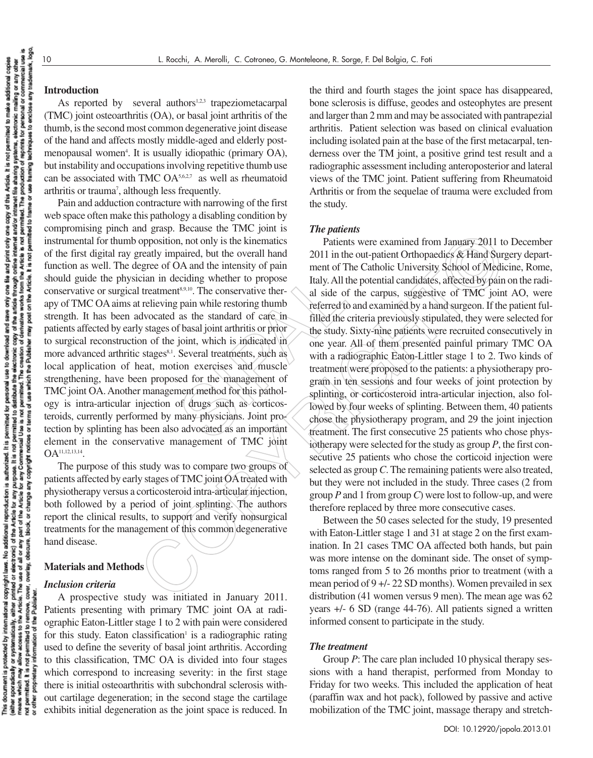## Introduction

As reported by several authors[1,2,3] trapeziometacarpal (TMC) joint osteoarthritis (OA), or basal joint arthritis of the thumb, is the second most common degenerative joint disease of the hand and affects mostly middle-aged and elderly post-menopausal women[4]. It is usually idiopathic (primary OA), but instability and occupations involving repetitive thumb use can be associated with TMC OA[5,6,2,7] as well as rheumatoid arthritis or trauma[7], although less frequently.

Pain and adduction contracture with narrowing of the first web space often make this pathology a disabling condition by compromising pinch and grasp. Because the TMC joint is instrumental for thumb opposition, not only is the kinematics of the first digital ray greatly impaired, but the overall hand function as well. The degree of OA and the intensity of pain should guide the physician in deciding whether to propose conservative or surgical treatment[8,9,10]. The conservative therapy of TMC OA aims at relieving pain while restoring thumb strength. It has been advocated as the standard of care in patients affected by early stages of basal joint arthritis or prior to surgical reconstruction of the joint, which is indicated in more advanced arthritic stages[8,1]. Several treatments, such as local application of heat, motion exercises and muscle strengthening, have been proposed for the management of TMC joint OA. Another management method for this pathology is intra-articular injection of drugs such as corticosteroids, currently performed by many physicians. Joint protection by splinting has been also advocated as an important element in the conservative management of TMC joint OA[11,12,13,14].

The purpose of this study was to compare two groups of patients affected by early stages of TMC joint OA treated with physiotherapy versus a corticosteroid intra-articular injection, both followed by a period of joint splinting. The authors report the clinical results, to support and verify nonsurgical treatments for the management of this common degenerative hand disease.

## Materials and Methods

### *Inclusion criteria*

A prospective study was initiated in January 2011. Patients presenting with primary TMC joint OA at radiographic Eaton-Littler stage 1 to 2 with pain were considered for this study. Eaton classification[1] is a radiographic rating used to define the severity of basal joint arthritis. According to this classification, TMC OA is divided into four stages which correspond to increasing severity: in the first stage there is initial osteoarthritis with subchondral sclerosis without cartilage degeneration; in the second stage the cartilage exhibits initial degeneration as the joint space is reduced. In the third and fourth stages the joint space has disappeared, bone sclerosis is diffuse, geodes and osteophytes are present and larger than 2 mm and may be associated with pantrapezial arthritis. Patient selection was based on clinical evaluation including isolated pain at the base of the first metacarpal, tenderness over the TM joint, a positive grind test result and a radiographic assessment including anteroposterior and lateral views of the TMC joint. Patient suffering from Rheumatoid Arthritis or from the sequelae of trauma were excluded from the study.

### *The patients*

Patients were examined from January 2011 to December 2011 in the out-patient Orthopaedics & Hand Surgery department of The Catholic University School of Medicine, Rome, Italy. All the potential candidates, affected by pain on the radial side of the carpus, suggestive of TMC joint AO, were referred to and examined by a hand surgeon. If the patient fulfilled the criteria previously stipulated, they were selected for the study. Sixty-nine patients were recruited consecutively in one year. All of them presented painful primary TMC OA with a radiographic Eaton-Littler stage 1 to 2. Two kinds of treatment were proposed to the patients: a physiotherapy program in ten sessions and four weeks of joint protection by splinting, or corticosteroid intra-articular injection, also followed by four weeks of splinting. Between them, 40 patients chose the physiotherapy program, and 29 the joint injection treatment. The first consecutive 25 patients who chose physiotherapy were selected for the study as group *P*, the first consecutive 25 patients who chose the corticoid injection were selected as group *C*. The remaining patients were also treated, but they were not included in the study. Three cases (2 from group *P* and 1 from group *C*) were lost to follow-up, and were therefore replaced by three more consecutive cases.

Between the 50 cases selected for the study, 19 presented with Eaton-Littler stage 1 and 31 at stage 2 on the first examination. In 21 cases TMC OA affected both hands, but pain was more intense on the dominant side. The onset of symptoms ranged from 5 to 26 months prior to treatment (with a mean period of 9 +/- 22 SD months). Women prevailed in sex distribution (41 women versus 9 men). The mean age was 62 years +/- 6 SD (range 44-76). All patients signed a written informed consent to participate in the study.

### *The treatment*

Group *P*: The care plan included 10 physical therapy sessions with a hand therapist, performed from Monday to Friday for two weeks. This included the application of heat (paraffin wax and hot pack), followed by passive and active mobilization of the TMC joint, massage therapy and stretch-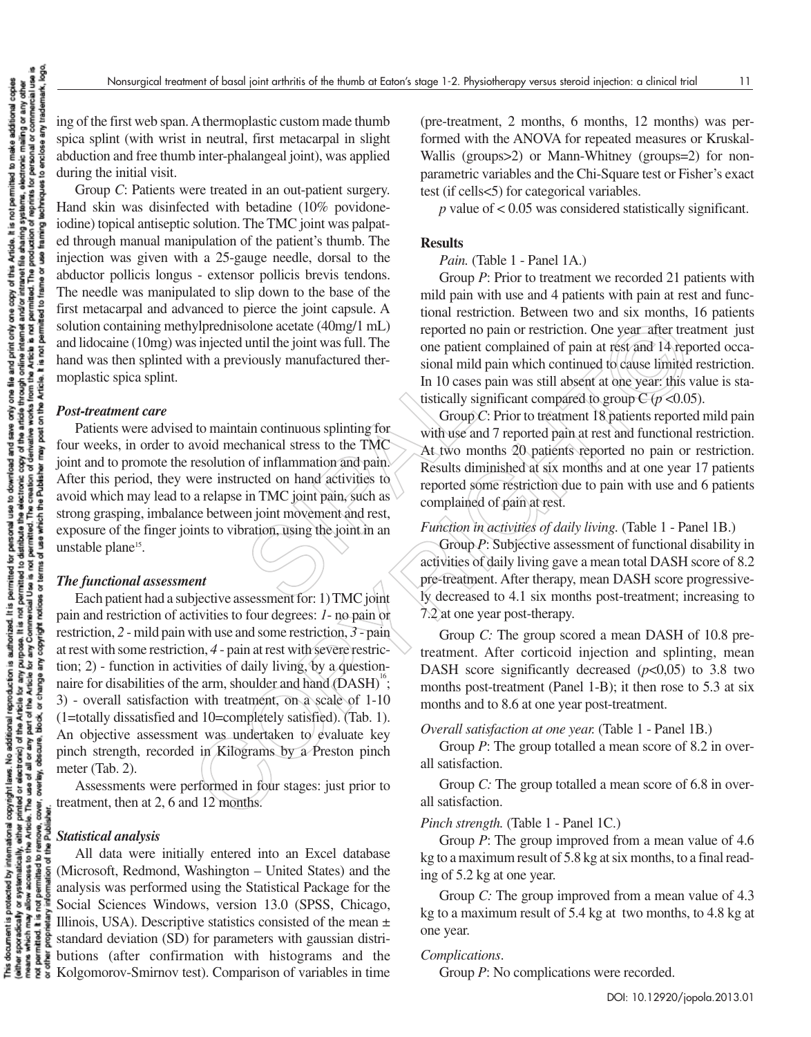ing of the first web span. A thermoplastic custom made thumb spica splint (with wrist in neutral, first metacarpal in slight abduction and free thumb inter-phalangeal joint), was applied during the initial visit.

Group *C*: Patients were treated in an out-patient surgery. Hand skin was disinfected with betadine (10% povidone-iodine) topical antiseptic solution. The TMC joint was palpated through manual manipulation of the patient's thumb. The injection was given with a 25-gauge needle, dorsal to the abductor pollicis longus - extensor pollicis brevis tendons. The needle was manipulated to slip down to the base of the first metacarpal and advanced to pierce the joint capsule. A solution containing methylprednisolone acetate (40mg/1 mL) and lidocaine (10mg) was injected until the joint was full. The hand was then splinted with a previously manufactured thermoplastic spica splint.

### *Post-treatment care*

Patients were advised to maintain continuous splinting for four weeks, in order to avoid mechanical stress to the TMC joint and to promote the resolution of inflammation and pain. After this period, they were instructed on hand activities to avoid which may lead to a relapse in TMC joint pain, such as strong grasping, imbalance between joint movement and rest, exposure of the finger joints to vibration, using the joint in an unstable plane[15].

### *The functional assessment*

Each patient had a subjective assessment for: 1) TMC joint pain and restriction of activities to four degrees: *1*- no pain or restriction, *2* - mild pain with use and some restriction, *3* - pain at rest with some restriction, *4* - pain at rest with severe restriction; 2) - function in activities of daily living, by a questionnaire for disabilities of the arm, shoulder and hand (DASH)[16]; 3) - overall satisfaction with treatment, on a scale of 1-10 (1=totally dissatisfied and 10=completely satisfied). (Tab. 1). An objective assessment was undertaken to evaluate key pinch strength, recorded in Kilograms by a Preston pinch meter (Tab. 2).

Assessments were performed in four stages: just prior to treatment, then at 2, 6 and 12 months.

### *Statistical analysis*

All data were initially entered into an Excel database (Microsoft, Redmond, Washington – United States) and the analysis was performed using the Statistical Package for the Social Sciences Windows, version 13.0 (SPSS, Chicago, Illinois, USA). Descriptive statistics consisted of the mean ± standard deviation (SD) for parameters with gaussian distributions (after confirmation with histograms and the Kolgomorov-Smirnov test). Comparison of variables in time (pre-treatment, 2 months, 6 months, 12 months) was performed with the ANOVA for repeated measures or Kruskal-Wallis (groups>2) or Mann-Whitney (groups=2) for non-parametric variables and the Chi-Square test or Fisher's exact test (if cells<5) for categorical variables.

*p* value of $< 0.05$ was considered statistically significant.

## Results

*Pain.* (Table 1 - Panel 1A.)

Group *P*: Prior to treatment we recorded 21 patients with mild pain with use and 4 patients with pain at rest and functional restriction. Between two and six months, 16 patients reported no pain or restriction. One year after treatment just one patient complained of pain at rest and 14 reported occasional mild pain which continued to cause limited restriction. In 10 cases pain was still absent at one year: this value is statistically significant compared to group C ($p < 0.05$).

Group *C*: Prior to treatment 18 patients reported mild pain with use and 7 reported pain at rest and functional restriction. At two months 20 patients reported no pain or restriction. Results diminished at six months and at one year 17 patients reported some restriction due to pain with use and 6 patients complained of pain at rest.

*Function in activities of daily living.* (Table 1 - Panel 1B.)

Group *P*: Subjective assessment of functional disability in activities of daily living gave a mean total DASH score of 8.2 pre-treatment. After therapy, mean DASH score progressively decreased to 4.1 six months post-treatment; increasing to 7.2 at one year post-therapy.

Group *C:* The group scored a mean DASH of 10.8 pre-treatment. After corticoid injection and splinting, mean DASH score significantly decreased ($p<0{,}05$) to 3.8 two months post-treatment (Panel 1-B); it then rose to 5.3 at six months and to 8.6 at one year post-treatment.

*Overall satisfaction at one year.* (Table 1 - Panel 1B.)

Group *P*: The group totalled a mean score of 8.2 in overall satisfaction.

Group *C:* The group totalled a mean score of 6.8 in overall satisfaction.

*Pinch strength.* (Table 1 - Panel 1C.)

Group *P*: The group improved from a mean value of 4.6 kg to a maximum result of 5.8 kg at six months, to a final reading of 5.2 kg at one year.

Group *C:* The group improved from a mean value of 4.3 kg to a maximum result of 5.4 kg at two months, to 4.8 kg at one year.

*Complications.*

Group *P*: No complications were recorded.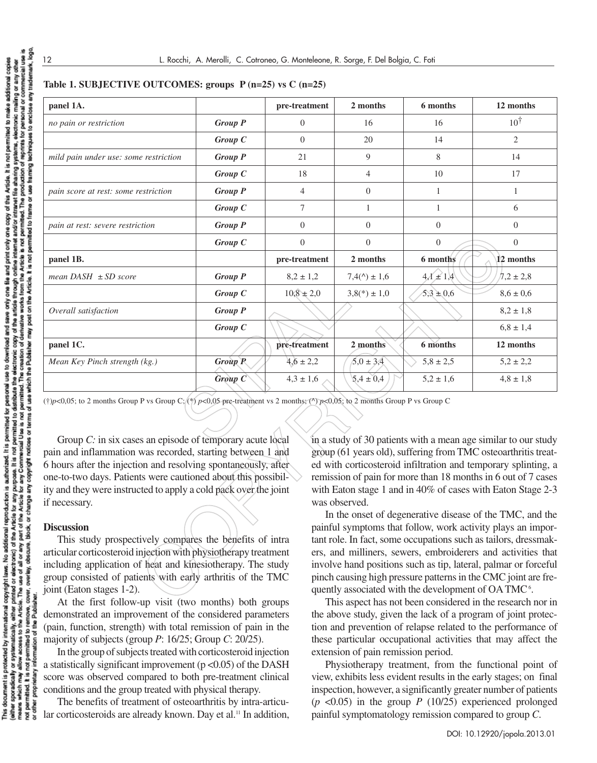**Table 1. SUBJECTIVE OUTCOMES: groups P (n=25) vs C (n=25)**

| panel 1A. | | pre-treatment | 2 months | 6 months | 12 months |
|---|---|---|---|---|---|
| *no pain or restriction* | ***Group P*** | 0 | 16 | 16 | 10[†] |
| | ***Group C*** | 0 | 20 | 14 | 2 |
| *mild pain under use: some restriction* | ***Group P*** | 21 | 9 | 8 | 14 |
| | ***Group C*** | 18 | 4 | 10 | 17 |
| *pain score at rest: some restriction* | ***Group P*** | 4 | 0 | 1 | 1 |
| | ***Group C*** | 7 | 1 | 1 | 6 |
| *pain at rest: severe restriction* | ***Group P*** | 0 | 0 | 0 | 0 |
| | ***Group C*** | 0 | 0 | 0 | 0 |
| **panel 1B.** | | **pre-treatment** | **2 months** | **6 months** | **12 months** |
| *mean DASH ± SD score* | ***Group P*** | 8,2 ± 1,2 | 7,4(^) ± 1,6 | 4,1 ± 1,4 | 7,2 ± 2,8 |
| | ***Group C*** | 10,8 ± 2,0 | 3,8(*) ± 1,0 | 5,3 ± 0,6 | 8,6 ± 0,6 |
| *Overall satisfaction* | ***Group P*** | | | | 8,2 ± 1,8 |
| | ***Group C*** | | | | 6,8 ± 1,4 |
| **panel 1C.** | | **pre-treatment** | **2 months** | **6 months** | **12 months** |
| *Mean Key Pinch strength (kg.)* | ***Group P*** | 4,6 ± 2,2 | 5,0 ± 3,4 | 5,8 ± 2,5 | 5,2 ± 2,2 |
| | ***Group C*** | 4,3 ± 1,6 | 5,4 ± 0,4 | 5,2 ± 1,6 | 4,8 ± 1,8 |

(†)*p*<0,05; to 2 months Group P vs Group C; (*) *p*<0,05 pre-treatment vs 2 months; (^) *p*<0,05; to 2 months Group P vs Group C

Group *C:* in six cases an episode of temporary acute local pain and inflammation was recorded, starting between 1 and 6 hours after the injection and resolving spontaneously, after one-to-two days. Patients were cautioned about this possibility and they were instructed to apply a cold pack over the joint if necessary.

## Discussion

This study prospectively compares the benefits of intra articular corticosteroid injection with physiotherapy treatment including application of heat and kinesiotherapy. The study group consisted of patients with early arthritis of the TMC joint (Eaton stages 1-2).

At the first follow-up visit (two months) both groups demonstrated an improvement of the considered parameters (pain, function, strength) with total remission of pain in the majority of subjects (group *P*: 16/25; Group *C*: 20/25).

In the group of subjects treated with corticosteroid injection a statistically significant improvement ($p < 0.05$) of the DASH score was observed compared to both pre-treatment clinical conditions and the group treated with physical therapy.

The benefits of treatment of osteoarthritis by intra-articular corticosteroids are already known. Day et al.[11] In addition, in a study of 30 patients with a mean age similar to our study group (61 years old), suffering from TMC osteoarthritis treated with corticosteroid infiltration and temporary splinting, a remission of pain for more than 18 months in 6 out of 7 cases with Eaton stage 1 and in 40% of cases with Eaton Stage 2-3 was observed.

In the onset of degenerative disease of the TMC, and the painful symptoms that follow, work activity plays an important role. In fact, some occupations such as tailors, dressmakers, and milliners, sewers, embroiderers and activities that involve hand positions such as tip, lateral, palmar or forceful pinch causing high pressure patterns in the CMC joint are frequently associated with the development of OA TMC[6].

This aspect has not been considered in the research nor in the above study, given the lack of a program of joint protection and prevention of relapse related to the performance of these particular occupational activities that may affect the extension of pain remission period.

Physiotherapy treatment, from the functional point of view, exhibits less evident results in the early stages; on final inspection, however, a significantly greater number of patients ($p < 0.05$) in the group *P* (10/25) experienced prolonged painful symptomatology remission compared to group *C*.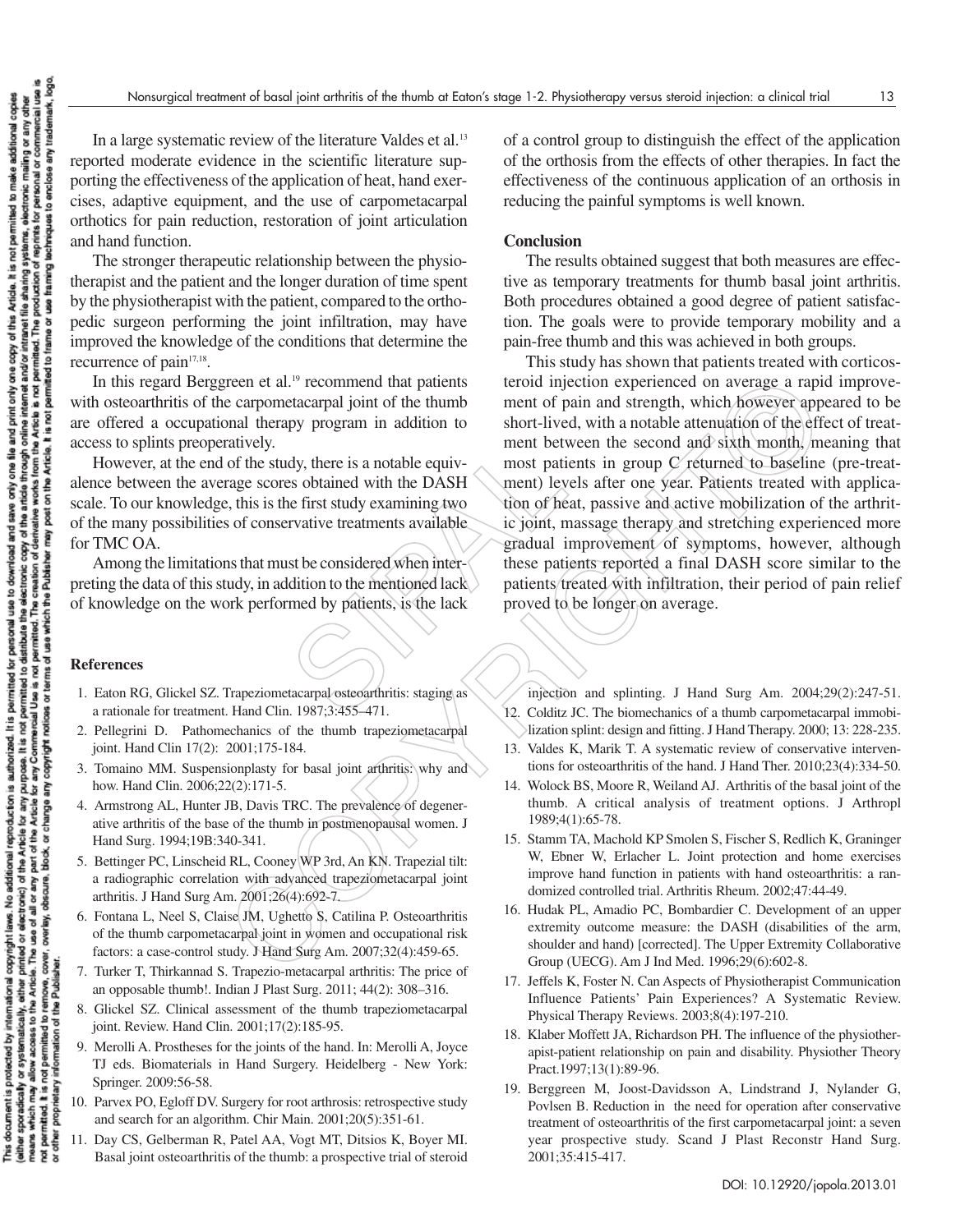In a large systematic review of the literature Valdes et al.[13] reported moderate evidence in the scientific literature supporting the effectiveness of the application of heat, hand exercises, adaptive equipment, and the use of carpometacarpal orthotics for pain reduction, restoration of joint articulation and hand function.

The stronger therapeutic relationship between the physiotherapist and the patient and the longer duration of time spent by the physiotherapist with the patient, compared to the orthopedic surgeon performing the joint infiltration, may have improved the knowledge of the conditions that determine the recurrence of pain[17,18].

In this regard Berggreen et al.[19] recommend that patients with osteoarthritis of the carpometacarpal joint of the thumb are offered a occupational therapy program in addition to access to splints preoperatively.

However, at the end of the study, there is a notable equivalence between the average scores obtained with the DASH scale. To our knowledge, this is the first study examining two of the many possibilities of conservative treatments available for TMC OA.

Among the limitations that must be considered when interpreting the data of this study, in addition to the mentioned lack of knowledge on the work performed by patients, is the lack of a control group to distinguish the effect of the application of the orthosis from the effects of other therapies. In fact the effectiveness of the continuous application of an orthosis in reducing the painful symptoms is well known.

## Conclusion

The results obtained suggest that both measures are effective as temporary treatments for thumb basal joint arthritis. Both procedures obtained a good degree of patient satisfaction. The goals were to provide temporary mobility and a pain-free thumb and this was achieved in both groups.

This study has shown that patients treated with corticosteroid injection experienced on average a rapid improvement of pain and strength, which however appeared to be short-lived, with a notable attenuation of the effect of treatment between the second and sixth month, meaning that most patients in group C returned to baseline (pre-treatment) levels after one year. Patients treated with application of heat, passive and active mobilization of the arthritic joint, massage therapy and stretching experienced more gradual improvement of symptoms, however, although these patients reported a final DASH score similar to the patients treated with infiltration, their period of pain relief proved to be longer on average.

## References

1. Eaton RG, Glickel SZ. Trapeziometacarpal osteoarthritis: staging as a rationale for treatment. Hand Clin. 1987;3:455–471.
2. Pellegrini D. Pathomechanics of the thumb trapeziometacarpal joint. Hand Clin 17(2): 2001;175-184.
3. Tomaino MM. Suspensionplasty for basal joint arthritis: why and how. Hand Clin. 2006;22(2):171-5.
4. Armstrong AL, Hunter JB, Davis TRC. The prevalence of degenerative arthritis of the base of the thumb in postmenopausal women. J Hand Surg. 1994;19B:340-341.
5. Bettinger PC, Linscheid RL, Cooney WP 3rd, An KN. Trapezial tilt: a radiographic correlation with advanced trapeziometacarpal joint arthritis. J Hand Surg Am. 2001;26(4):692-7.
6. Fontana L, Neel S, Claise JM, Ughetto S, Catilina P. Osteoarthritis of the thumb carpometacarpal joint in women and occupational risk factors: a case-control study. J Hand Surg Am. 2007;32(4):459-65.
7. Turker T, Thirkannad S. Trapezio-metacarpal arthritis: The price of an opposable thumb!. Indian J Plast Surg. 2011; 44(2): 308–316.
8. Glickel SZ. Clinical assessment of the thumb trapeziometacarpal joint. Review. Hand Clin. 2001;17(2):185-95.
9. Merolli A. Prostheses for the joints of the hand. In: Merolli A, Joyce TJ eds. Biomaterials in Hand Surgery. Heidelberg - New York: Springer. 2009:56-58.
10. Parvex PO, Egloff DV. Surgery for root arthrosis: retrospective study and search for an algorithm. Chir Main. 2001;20(5):351-61.
11. Day CS, Gelberman R, Patel AA, Vogt MT, Ditsios K, Boyer MI. Basal joint osteoarthritis of the thumb: a prospective trial of steroid injection and splinting. J Hand Surg Am. 2004;29(2):247-51.
12. Colditz JC. The biomechanics of a thumb carpometacarpal immobilization splint: design and fitting. J Hand Therapy. 2000; 13: 228-235.
13. Valdes K, Marik T. A systematic review of conservative interventions for osteoarthritis of the hand. J Hand Ther. 2010;23(4):334-50.
14. Wolock BS, Moore R, Weiland AJ. Arthritis of the basal joint of the thumb. A critical analysis of treatment options. J Arthropl 1989;4(1):65-78.
15. Stamm TA, Machold KP Smolen S, Fischer S, Redlich K, Graninger W, Ebner W, Erlacher L. Joint protection and home exercises improve hand function in patients with hand osteoarthritis: a randomized controlled trial. Arthritis Rheum. 2002;47:44-49.
16. Hudak PL, Amadio PC, Bombardier C. Development of an upper extremity outcome measure: the DASH (disabilities of the arm, shoulder and hand) [corrected]. The Upper Extremity Collaborative Group (UECG). Am J Ind Med. 1996;29(6):602-8.
17. Jeffels K, Foster N. Can Aspects of Physiotherapist Communication Influence Patients' Pain Experiences? A Systematic Review. Physical Therapy Reviews. 2003;8(4):197-210.
18. Klaber Moffett JA, Richardson PH. The influence of the physiotherapist-patient relationship on pain and disability. Physiother Theory Pract.1997;13(1):89-96.
19. Berggreen M, Joost-Davidsson A, Lindstrand J, Nylander G, Povlsen B. Reduction in the need for operation after conservative treatment of osteoarthritis of the first carpometacarpal joint: a seven year prospective study. Scand J Plast Reconstr Hand Surg. 2001;35:415-417.